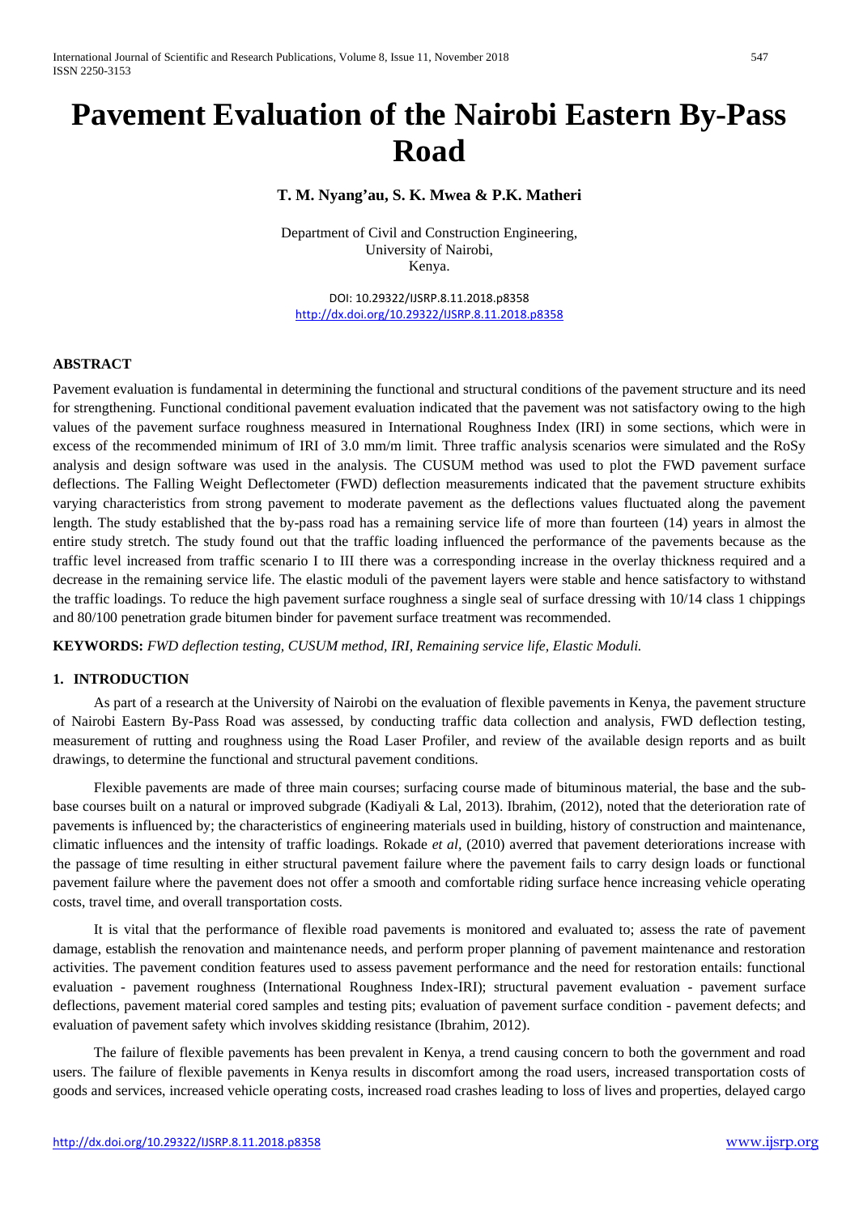# Pavement Evaluation of the Nairobi Eastern By-Pass Road

**T. M. Nyang'au, S. K. Mwea & P.K. Matheri**

Department of Civil and Construction Engineering,
University of Nairobi,
Kenya.

DOI: 10.29322/IJSRP.8.11.2018.p8358
http://dx.doi.org/10.29322/IJSRP.8.11.2018.p8358

## ABSTRACT

Pavement evaluation is fundamental in determining the functional and structural conditions of the pavement structure and its need for strengthening. Functional conditional pavement evaluation indicated that the pavement was not satisfactory owing to the high values of the pavement surface roughness measured in International Roughness Index (IRI) in some sections, which were in excess of the recommended minimum of IRI of 3.0 mm/m limit. Three traffic analysis scenarios were simulated and the RoSy analysis and design software was used in the analysis. The CUSUM method was used to plot the FWD pavement surface deflections. The Falling Weight Deflectometer (FWD) deflection measurements indicated that the pavement structure exhibits varying characteristics from strong pavement to moderate pavement as the deflections values fluctuated along the pavement length. The study established that the by-pass road has a remaining service life of more than fourteen (14) years in almost the entire study stretch. The study found out that the traffic loading influenced the performance of the pavements because as the traffic level increased from traffic scenario I to III there was a corresponding increase in the overlay thickness required and a decrease in the remaining service life. The elastic moduli of the pavement layers were stable and hence satisfactory to withstand the traffic loadings. To reduce the high pavement surface roughness a single seal of surface dressing with 10/14 class 1 chippings and 80/100 penetration grade bitumen binder for pavement surface treatment was recommended.

**KEYWORDS:** *FWD deflection testing, CUSUM method, IRI, Remaining service life, Elastic Moduli.*

## 1. INTRODUCTION

As part of a research at the University of Nairobi on the evaluation of flexible pavements in Kenya, the pavement structure of Nairobi Eastern By-Pass Road was assessed, by conducting traffic data collection and analysis, FWD deflection testing, measurement of rutting and roughness using the Road Laser Profiler, and review of the available design reports and as built drawings, to determine the functional and structural pavement conditions.

Flexible pavements are made of three main courses; surfacing course made of bituminous material, the base and the sub-base courses built on a natural or improved subgrade (Kadiyali & Lal, 2013). Ibrahim, (2012), noted that the deterioration rate of pavements is influenced by; the characteristics of engineering materials used in building, history of construction and maintenance, climatic influences and the intensity of traffic loadings. Rokade *et al*, (2010) averred that pavement deteriorations increase with the passage of time resulting in either structural pavement failure where the pavement fails to carry design loads or functional pavement failure where the pavement does not offer a smooth and comfortable riding surface hence increasing vehicle operating costs, travel time, and overall transportation costs.

It is vital that the performance of flexible road pavements is monitored and evaluated to; assess the rate of pavement damage, establish the renovation and maintenance needs, and perform proper planning of pavement maintenance and restoration activities. The pavement condition features used to assess pavement performance and the need for restoration entails: functional evaluation - pavement roughness (International Roughness Index-IRI); structural pavement evaluation - pavement surface deflections, pavement material cored samples and testing pits; evaluation of pavement surface condition - pavement defects; and evaluation of pavement safety which involves skidding resistance (Ibrahim, 2012).

The failure of flexible pavements has been prevalent in Kenya, a trend causing concern to both the government and road users. The failure of flexible pavements in Kenya results in discomfort among the road users, increased transportation costs of goods and services, increased vehicle operating costs, increased road crashes leading to loss of lives and properties, delayed cargo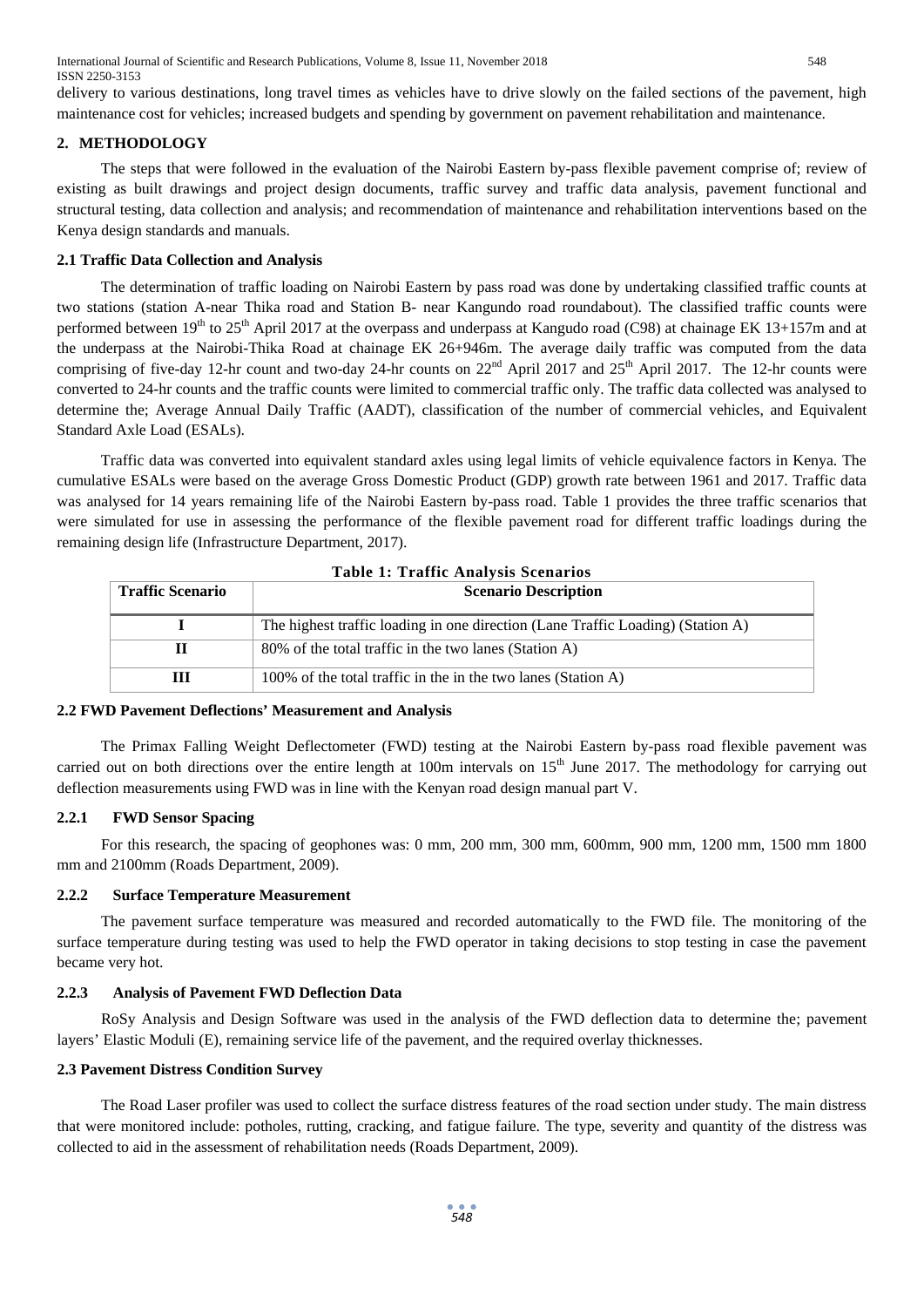delivery to various destinations, long travel times as vehicles have to drive slowly on the failed sections of the pavement, high maintenance cost for vehicles; increased budgets and spending by government on pavement rehabilitation and maintenance.

## 2. METHODOLOGY

The steps that were followed in the evaluation of the Nairobi Eastern by-pass flexible pavement comprise of; review of existing as built drawings and project design documents, traffic survey and traffic data analysis, pavement functional and structural testing, data collection and analysis; and recommendation of maintenance and rehabilitation interventions based on the Kenya design standards and manuals.

### 2.1 Traffic Data Collection and Analysis

The determination of traffic loading on Nairobi Eastern by pass road was done by undertaking classified traffic counts at two stations (station A-near Thika road and Station B- near Kangundo road roundabout). The classified traffic counts were performed between 19th to 25th April 2017 at the overpass and underpass at Kangudo road (C98) at chainage EK 13+157m and at the underpass at the Nairobi-Thika Road at chainage EK 26+946m. The average daily traffic was computed from the data comprising of five-day 12-hr count and two-day 24-hr counts on 22nd April 2017 and 25th April 2017. The 12-hr counts were converted to 24-hr counts and the traffic counts were limited to commercial traffic only. The traffic data collected was analysed to determine the; Average Annual Daily Traffic (AADT), classification of the number of commercial vehicles, and Equivalent Standard Axle Load (ESALs).

Traffic data was converted into equivalent standard axles using legal limits of vehicle equivalence factors in Kenya. The cumulative ESALs were based on the average Gross Domestic Product (GDP) growth rate between 1961 and 2017. Traffic data was analysed for 14 years remaining life of the Nairobi Eastern by-pass road. Table 1 provides the three traffic scenarios that were simulated for use in assessing the performance of the flexible pavement road for different traffic loadings during the remaining design life (Infrastructure Department, 2017).

**Table 1: Traffic Analysis Scenarios**

| Traffic Scenario | Scenario Description |
|---|---|
| I | The highest traffic loading in one direction (Lane Traffic Loading) (Station A) |
| II | 80% of the total traffic in the two lanes (Station A) |
| III | 100% of the total traffic in the in the two lanes (Station A) |

### 2.2 FWD Pavement Deflections' Measurement and Analysis

The Primax Falling Weight Deflectometer (FWD) testing at the Nairobi Eastern by-pass road flexible pavement was carried out on both directions over the entire length at 100m intervals on 15th June 2017. The methodology for carrying out deflection measurements using FWD was in line with the Kenyan road design manual part V.

#### 2.2.1 FWD Sensor Spacing

For this research, the spacing of geophones was: 0 mm, 200 mm, 300 mm, 600mm, 900 mm, 1200 mm, 1500 mm 1800 mm and 2100mm (Roads Department, 2009).

#### 2.2.2 Surface Temperature Measurement

The pavement surface temperature was measured and recorded automatically to the FWD file. The monitoring of the surface temperature during testing was used to help the FWD operator in taking decisions to stop testing in case the pavement became very hot.

#### 2.2.3 Analysis of Pavement FWD Deflection Data

RoSy Analysis and Design Software was used in the analysis of the FWD deflection data to determine the; pavement layers' Elastic Moduli (E), remaining service life of the pavement, and the required overlay thicknesses.

### 2.3 Pavement Distress Condition Survey

The Road Laser profiler was used to collect the surface distress features of the road section under study. The main distress that were monitored include: potholes, rutting, cracking, and fatigue failure. The type, severity and quantity of the distress was collected to aid in the assessment of rehabilitation needs (Roads Department, 2009).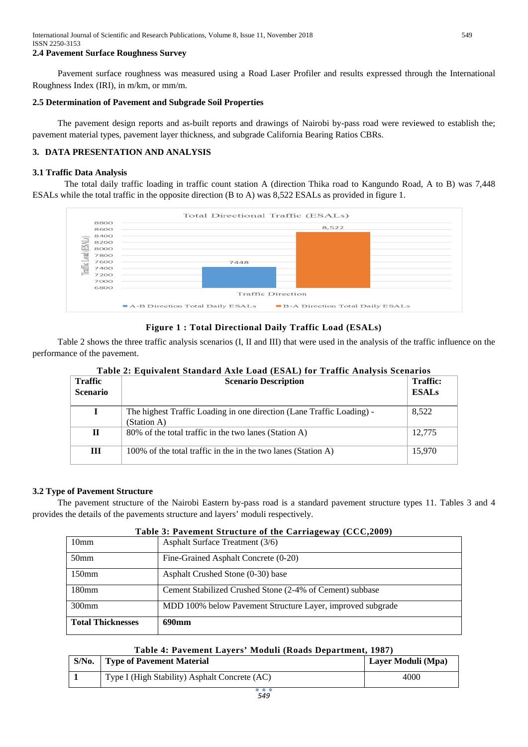### 2.4 Pavement Surface Roughness Survey

Pavement surface roughness was measured using a Road Laser Profiler and results expressed through the International Roughness Index (IRI), in m/km, or mm/m.

### 2.5 Determination of Pavement and Subgrade Soil Properties

The pavement design reports and as-built reports and drawings of Nairobi by-pass road were reviewed to establish the; pavement material types, pavement layer thickness, and subgrade California Bearing Ratios CBRs.

## 3. DATA PRESENTATION AND ANALYSIS

### 3.1 Traffic Data Analysis

The total daily traffic loading in traffic count station A (direction Thika road to Kangundo Road, A to B) was 7,448 ESALs while the total traffic in the opposite direction (B to A) was 8,522 ESALs as provided in figure 1.

**Figure 1 : Total Directional Daily Traffic Load (ESALs)**

Table 2 shows the three traffic analysis scenarios (I, II and III) that were used in the analysis of the traffic influence on the performance of the pavement.

**Table 2: Equivalent Standard Axle Load (ESAL) for Traffic Analysis Scenarios**

| Traffic Scenario | Scenario Description | Traffic: ESALs |
|---|---|---|
| I | The highest Traffic Loading in one direction (Lane Traffic Loading) - (Station A) | 8,522 |
| II | 80% of the total traffic in the two lanes (Station A) | 12,775 |
| III | 100% of the total traffic in the in the two lanes (Station A) | 15,970 |

### 3.2 Type of Pavement Structure

The pavement structure of the Nairobi Eastern by-pass road is a standard pavement structure types 11. Tables 3 and 4 provides the details of the pavements structure and layers' moduli respectively.

**Table 3: Pavement Structure of the Carriageway (CCC,2009)**

| | |
|---|---|
| 10mm | Asphalt Surface Treatment (3/6) |
| 50mm | Fine-Grained Asphalt Concrete (0-20) |
| 150mm | Asphalt Crushed Stone (0-30) base |
| 180mm | Cement Stabilized Crushed Stone (2-4% of Cement) subbase |
| 300mm | MDD 100% below Pavement Structure Layer, improved subgrade |
| **Total Thicknesses** | **690mm** |

**Table 4: Pavement Layers' Moduli (Roads Department, 1987)**

| S/No. | Type of Pavement Material | Layer Moduli (Mpa) |
|---|---|---|
| 1 | Type I (High Stability) Asphalt Concrete (AC) | 4000 |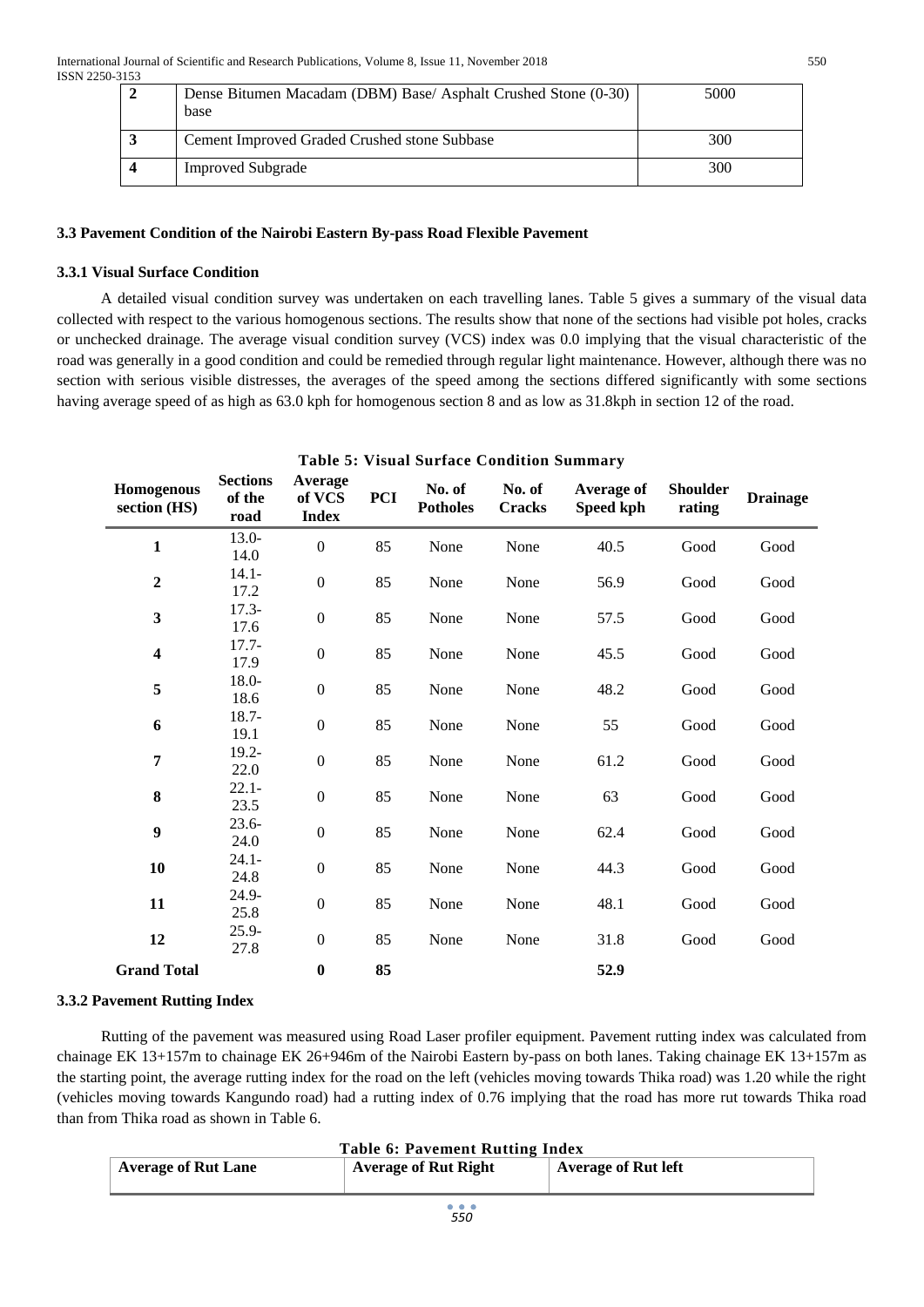| 2 | Dense Bitumen Macadam (DBM) Base/ Asphalt Crushed Stone (0-30) base | 5000 |
|---|---|---|
| 3 | Cement Improved Graded Crushed stone Subbase | 300 |
| 4 | Improved Subgrade | 300 |

### 3.3 Pavement Condition of the Nairobi Eastern By-pass Road Flexible Pavement

#### 3.3.1 Visual Surface Condition

A detailed visual condition survey was undertaken on each travelling lanes. Table 5 gives a summary of the visual data collected with respect to the various homogenous sections. The results show that none of the sections had visible pot holes, cracks or unchecked drainage. The average visual condition survey (VCS) index was 0.0 implying that the visual characteristic of the road was generally in a good condition and could be remedied through regular light maintenance. However, although there was no section with serious visible distresses, the averages of the speed among the sections differed significantly with some sections having average speed of as high as 63.0 kph for homogenous section 8 and as low as 31.8kph in section 12 of the road.

**Table 5: Visual Surface Condition Summary**

| Homogenous section (HS) | Sections of the road | Average of VCS Index | PCI | No. of Potholes | No. of Cracks | Average of Speed kph | Shoulder rating | Drainage |
|---|---|---|---|---|---|---|---|---|
| 1 | 13.0-14.0 | 0 | 85 | None | None | 40.5 | Good | Good |
| 2 | 14.1-17.2 | 0 | 85 | None | None | 56.9 | Good | Good |
| 3 | 17.3-17.6 | 0 | 85 | None | None | 57.5 | Good | Good |
| 4 | 17.7-17.9 | 0 | 85 | None | None | 45.5 | Good | Good |
| 5 | 18.0-18.6 | 0 | 85 | None | None | 48.2 | Good | Good |
| 6 | 18.7-19.1 | 0 | 85 | None | None | 55 | Good | Good |
| 7 | 19.2-22.0 | 0 | 85 | None | None | 61.2 | Good | Good |
| 8 | 22.1-23.5 | 0 | 85 | None | None | 63 | Good | Good |
| 9 | 23.6-24.0 | 0 | 85 | None | None | 62.4 | Good | Good |
| 10 | 24.1-24.8 | 0 | 85 | None | None | 44.3 | Good | Good |
| 11 | 24.9-25.8 | 0 | 85 | None | None | 48.1 | Good | Good |
| 12 | 25.9-27.8 | 0 | 85 | None | None | 31.8 | Good | Good |
| **Grand Total** | | **0** | **85** | | | **52.9** | | |

#### 3.3.2 Pavement Rutting Index

Rutting of the pavement was measured using Road Laser profiler equipment. Pavement rutting index was calculated from chainage EK 13+157m to chainage EK 26+946m of the Nairobi Eastern by-pass on both lanes. Taking chainage EK 13+157m as the starting point, the average rutting index for the road on the left (vehicles moving towards Thika road) was 1.20 while the right (vehicles moving towards Kangundo road) had a rutting index of 0.76 implying that the road has more rut towards Thika road than from Thika road as shown in Table 6.

**Table 6: Pavement Rutting Index**

| Average of Rut Lane | Average of Rut Right | Average of Rut left |
|---|---|---|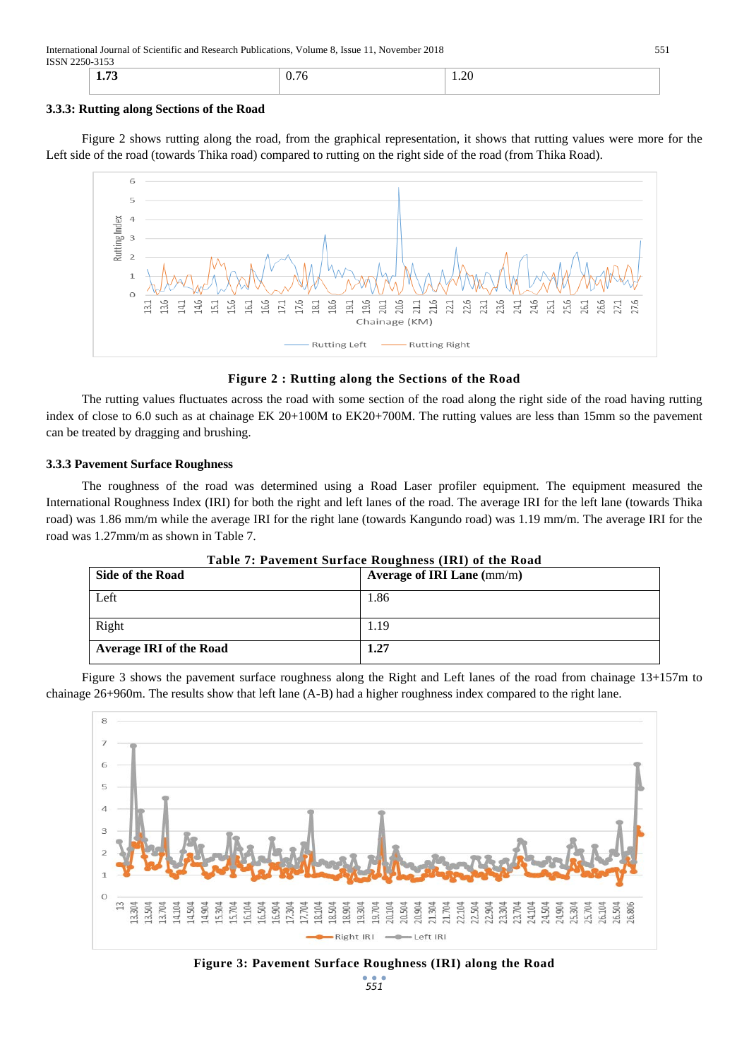| 1.73 | 0.76 | 1.20 |
|---|---|---|

### 3.3.3: Rutting along Sections of the Road

Figure 2 shows rutting along the road, from the graphical representation, it shows that rutting values were more for the Left side of the road (towards Thika road) compared to rutting on the right side of the road (from Thika Road).

**Figure 2 : Rutting along the Sections of the Road**

The rutting values fluctuates across the road with some section of the road along the right side of the road having rutting index of close to 6.0 such as at chainage EK 20+100M to EK20+700M. The rutting values are less than 15mm so the pavement can be treated by dragging and brushing.

### 3.3.3 Pavement Surface Roughness

The roughness of the road was determined using a Road Laser profiler equipment. The equipment measured the International Roughness Index (IRI) for both the right and left lanes of the road. The average IRI for the left lane (towards Thika road) was 1.86 mm/m while the average IRI for the right lane (towards Kangundo road) was 1.19 mm/m. The average IRI for the road was 1.27mm/m as shown in Table 7.

**Table 7: Pavement Surface Roughness (IRI) of the Road**

| Side of the Road | Average of IRI Lane (mm/m) |
|---|---|
| Left | 1.86 |
| Right | 1.19 |
| **Average IRI of the Road** | **1.27** |

Figure 3 shows the pavement surface roughness along the Right and Left lanes of the road from chainage 13+157m to chainage 26+960m. The results show that left lane (A-B) had a higher roughness index compared to the right lane.

**Figure 3: Pavement Surface Roughness (IRI) along the Road**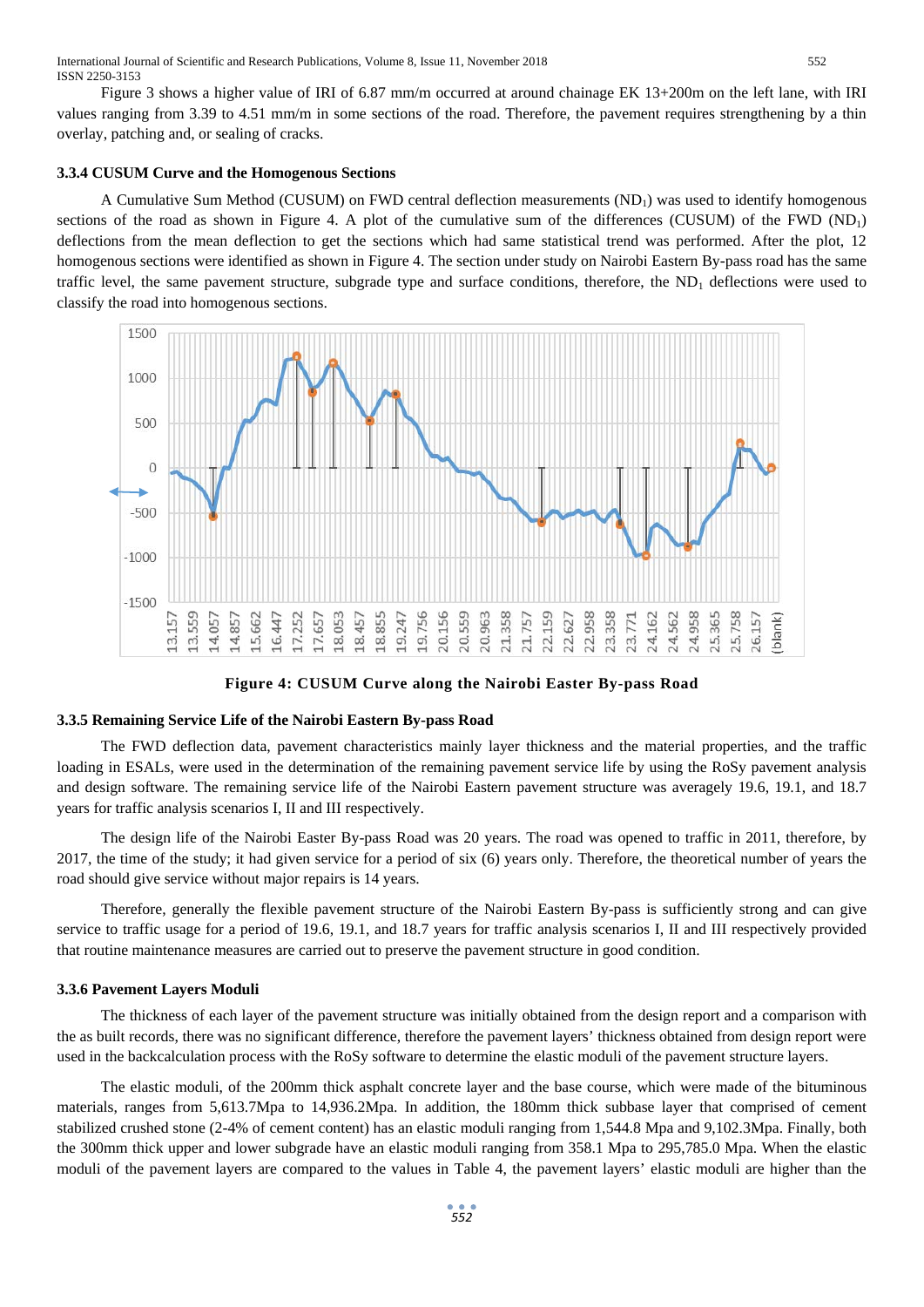Figure 3 shows a higher value of IRI of 6.87 mm/m occurred at around chainage EK 13+200m on the left lane, with IRI values ranging from 3.39 to 4.51 mm/m in some sections of the road. Therefore, the pavement requires strengthening by a thin overlay, patching and, or sealing of cracks.

### 3.3.4 CUSUM Curve and the Homogenous Sections

A Cumulative Sum Method (CUSUM) on FWD central deflection measurements ($ND_1$) was used to identify homogenous sections of the road as shown in Figure 4. A plot of the cumulative sum of the differences (CUSUM) of the FWD ($ND_1$) deflections from the mean deflection to get the sections which had same statistical trend was performed. After the plot, 12 homogenous sections were identified as shown in Figure 4. The section under study on Nairobi Eastern By-pass road has the same traffic level, the same pavement structure, subgrade type and surface conditions, therefore, the $ND_1$ deflections were used to classify the road into homogenous sections.

**Figure 4: CUSUM Curve along the Nairobi Easter By-pass Road**

### 3.3.5 Remaining Service Life of the Nairobi Eastern By-pass Road

The FWD deflection data, pavement characteristics mainly layer thickness and the material properties, and the traffic loading in ESALs, were used in the determination of the remaining pavement service life by using the RoSy pavement analysis and design software. The remaining service life of the Nairobi Eastern pavement structure was averagely 19.6, 19.1, and 18.7 years for traffic analysis scenarios I, II and III respectively.

The design life of the Nairobi Easter By-pass Road was 20 years. The road was opened to traffic in 2011, therefore, by 2017, the time of the study; it had given service for a period of six (6) years only. Therefore, the theoretical number of years the road should give service without major repairs is 14 years.

Therefore, generally the flexible pavement structure of the Nairobi Eastern By-pass is sufficiently strong and can give service to traffic usage for a period of 19.6, 19.1, and 18.7 years for traffic analysis scenarios I, II and III respectively provided that routine maintenance measures are carried out to preserve the pavement structure in good condition.

### 3.3.6 Pavement Layers Moduli

The thickness of each layer of the pavement structure was initially obtained from the design report and a comparison with the as built records, there was no significant difference, therefore the pavement layers' thickness obtained from design report were used in the backcalculation process with the RoSy software to determine the elastic moduli of the pavement structure layers.

The elastic moduli, of the 200mm thick asphalt concrete layer and the base course, which were made of the bituminous materials, ranges from 5,613.7Mpa to 14,936.2Mpa. In addition, the 180mm thick subbase layer that comprised of cement stabilized crushed stone (2-4% of cement content) has an elastic moduli ranging from 1,544.8 Mpa and 9,102.3Mpa. Finally, both the 300mm thick upper and lower subgrade have an elastic moduli ranging from 358.1 Mpa to 295,785.0 Mpa. When the elastic moduli of the pavement layers are compared to the values in Table 4, the pavement layers' elastic moduli are higher than the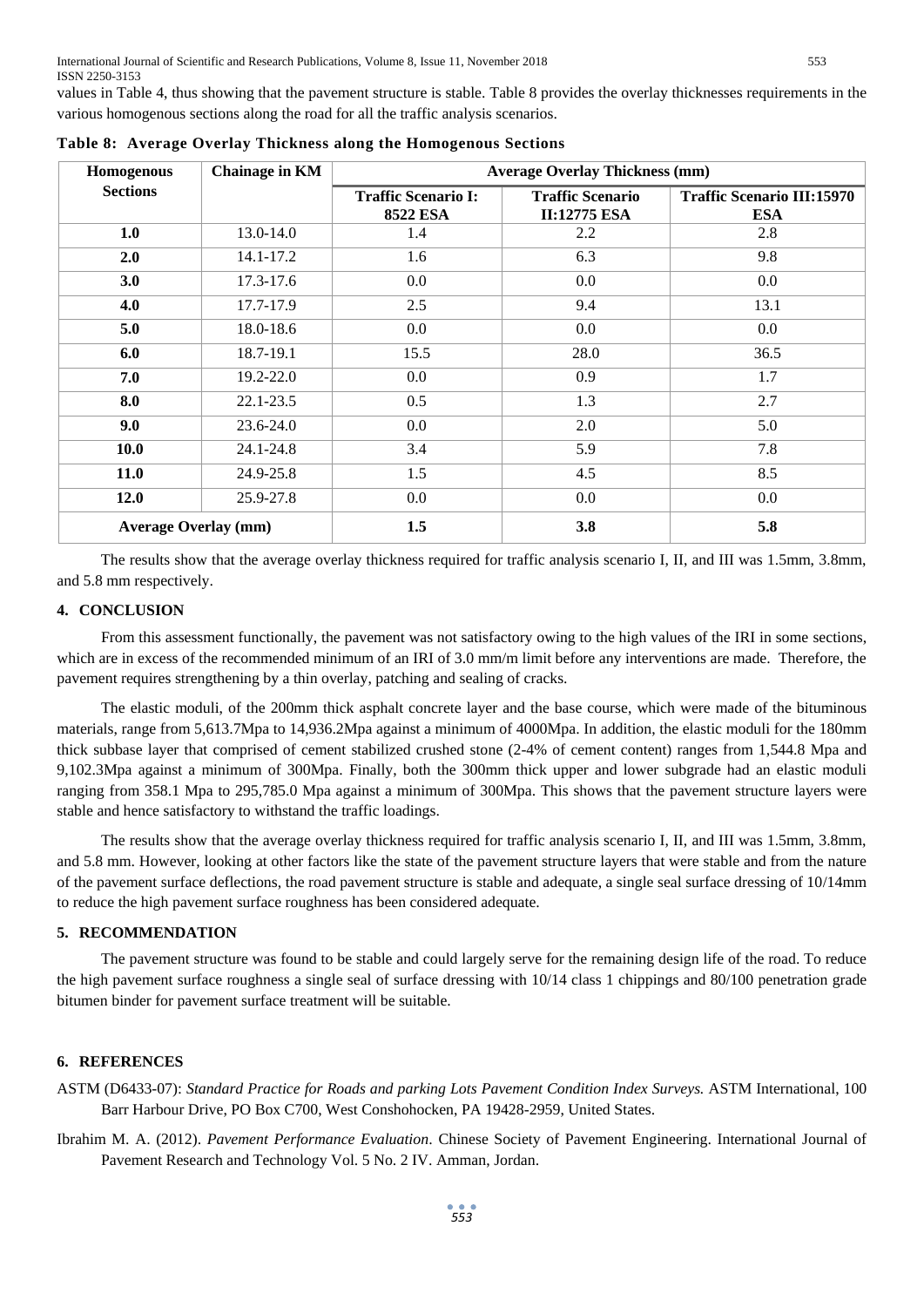values in Table 4, thus showing that the pavement structure is stable. Table 8 provides the overlay thicknesses requirements in the various homogenous sections along the road for all the traffic analysis scenarios.

**Table 8: Average Overlay Thickness along the Homogenous Sections**

| Homogenous Sections | Chainage in KM | Average Overlay Thickness (mm) | | |
|---|---|---|---|---|
| | | Traffic Scenario I: 8522 ESA | Traffic Scenario II:12775 ESA | Traffic Scenario III:15970 ESA |
| **1.0** | 13.0-14.0 | 1.4 | 2.2 | 2.8 |
| **2.0** | 14.1-17.2 | 1.6 | 6.3 | 9.8 |
| **3.0** | 17.3-17.6 | 0.0 | 0.0 | 0.0 |
| **4.0** | 17.7-17.9 | 2.5 | 9.4 | 13.1 |
| **5.0** | 18.0-18.6 | 0.0 | 0.0 | 0.0 |
| **6.0** | 18.7-19.1 | 15.5 | 28.0 | 36.5 |
| **7.0** | 19.2-22.0 | 0.0 | 0.9 | 1.7 |
| **8.0** | 22.1-23.5 | 0.5 | 1.3 | 2.7 |
| **9.0** | 23.6-24.0 | 0.0 | 2.0 | 5.0 |
| **10.0** | 24.1-24.8 | 3.4 | 5.9 | 7.8 |
| **11.0** | 24.9-25.8 | 1.5 | 4.5 | 8.5 |
| **12.0** | 25.9-27.8 | 0.0 | 0.0 | 0.0 |
| **Average Overlay (mm)** | | **1.5** | **3.8** | **5.8** |

The results show that the average overlay thickness required for traffic analysis scenario I, II, and III was 1.5mm, 3.8mm, and 5.8 mm respectively.

## 4. CONCLUSION

From this assessment functionally, the pavement was not satisfactory owing to the high values of the IRI in some sections, which are in excess of the recommended minimum of an IRI of 3.0 mm/m limit before any interventions are made. Therefore, the pavement requires strengthening by a thin overlay, patching and sealing of cracks.

The elastic moduli, of the 200mm thick asphalt concrete layer and the base course, which were made of the bituminous materials, range from 5,613.7Mpa to 14,936.2Mpa against a minimum of 4000Mpa. In addition, the elastic moduli for the 180mm thick subbase layer that comprised of cement stabilized crushed stone (2-4% of cement content) ranges from 1,544.8 Mpa and 9,102.3Mpa against a minimum of 300Mpa. Finally, both the 300mm thick upper and lower subgrade had an elastic moduli ranging from 358.1 Mpa to 295,785.0 Mpa against a minimum of 300Mpa. This shows that the pavement structure layers were stable and hence satisfactory to withstand the traffic loadings.

The results show that the average overlay thickness required for traffic analysis scenario I, II, and III was 1.5mm, 3.8mm, and 5.8 mm. However, looking at other factors like the state of the pavement structure layers that were stable and from the nature of the pavement surface deflections, the road pavement structure is stable and adequate, a single seal surface dressing of 10/14mm to reduce the high pavement surface roughness has been considered adequate.

## 5. RECOMMENDATION

The pavement structure was found to be stable and could largely serve for the remaining design life of the road. To reduce the high pavement surface roughness a single seal of surface dressing with 10/14 class 1 chippings and 80/100 penetration grade bitumen binder for pavement surface treatment will be suitable.

## 6. REFERENCES

ASTM (D6433-07): *Standard Practice for Roads and parking Lots Pavement Condition Index Surveys.* ASTM International, 100 Barr Harbour Drive, PO Box C700, West Conshohocken, PA 19428-2959, United States.

Ibrahim M. A. (2012). *Pavement Performance Evaluation*. Chinese Society of Pavement Engineering. International Journal of Pavement Research and Technology Vol. 5 No. 2 IV. Amman, Jordan.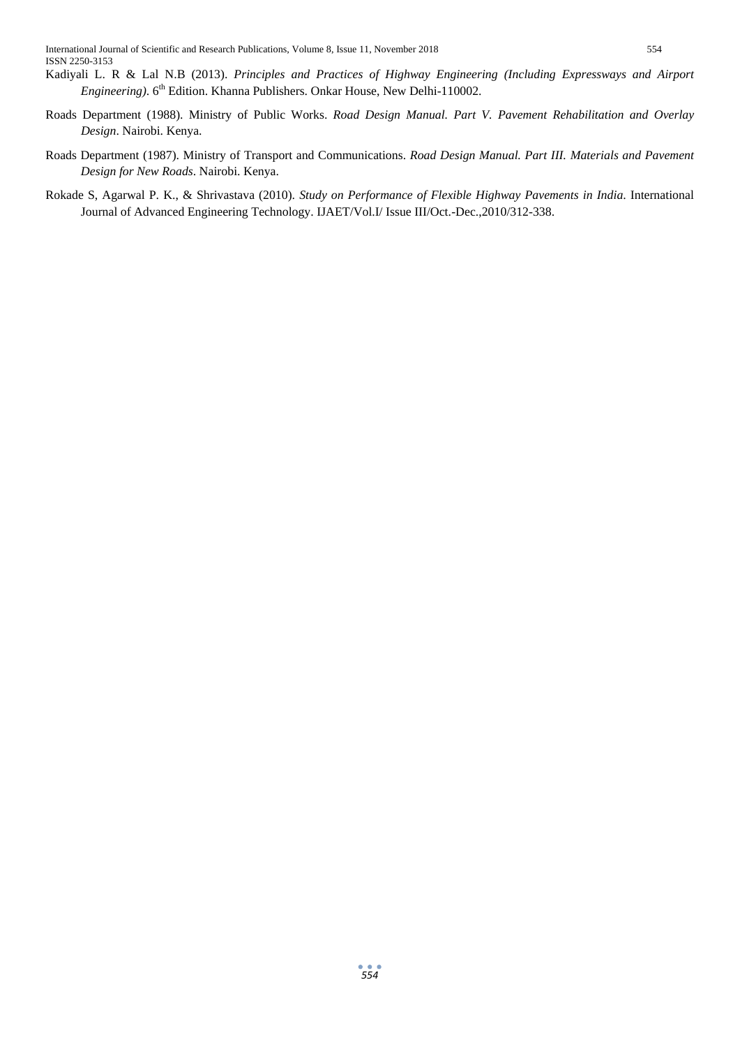Kadiyali L. R & Lal N.B (2013). *Principles and Practices of Highway Engineering (Including Expressways and Airport Engineering)*. 6th Edition. Khanna Publishers. Onkar House, New Delhi-110002.

Roads Department (1988). Ministry of Public Works. *Road Design Manual. Part V. Pavement Rehabilitation and Overlay Design*. Nairobi. Kenya.

Roads Department (1987). Ministry of Transport and Communications. *Road Design Manual. Part III. Materials and Pavement Design for New Roads*. Nairobi. Kenya.

Rokade S, Agarwal P. K., & Shrivastava (2010). *Study on Performance of Flexible Highway Pavements in India*. International Journal of Advanced Engineering Technology. IJAET/Vol.I/ Issue III/Oct.-Dec.,2010/312-338.